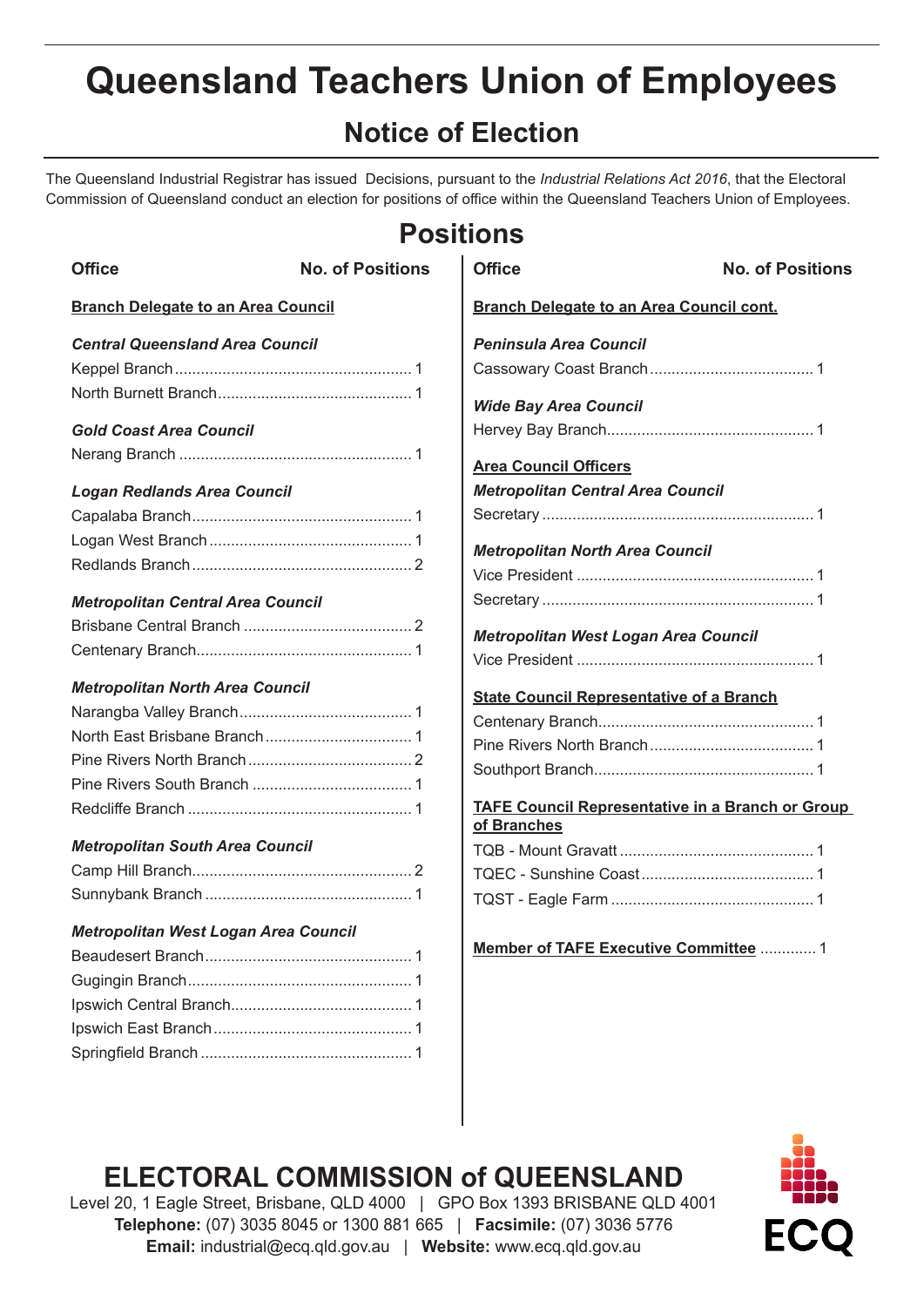# Queensland Teachers Union of Employees

## Notice of Election

The Queensland Industrial Registrar has issued Decisions, pursuant to the *Industrial Relations Act 2016*, that the Electoral Commission of Queensland conduct an election for positions of office within the Queensland Teachers Union of Employees.

## Positions

| Office | No. of Positions |
|---|---|
| **Branch Delegate to an Area Council** | |
| ***Central Queensland Area Council*** | |
| Keppel Branch | 1 |
| North Burnett Branch | 1 |
| ***Gold Coast Area Council*** | |
| Nerang Branch | 1 |
| ***Logan Redlands Area Council*** | |
| Capalaba Branch | 1 |
| Logan West Branch | 1 |
| Redlands Branch | 2 |
| ***Metropolitan Central Area Council*** | |
| Brisbane Central Branch | 2 |
| Centenary Branch | 1 |
| ***Metropolitan North Area Council*** | |
| Narangba Valley Branch | 1 |
| North East Brisbane Branch | 1 |
| Pine Rivers North Branch | 2 |
| Pine Rivers South Branch | 1 |
| Redcliffe Branch | 1 |
| ***Metropolitan South Area Council*** | |
| Camp Hill Branch | 2 |
| Sunnybank Branch | 1 |
| ***Metropolitan West Logan Area Council*** | |
| Beaudesert Branch | 1 |
| Gugingin Branch | 1 |
| Ipswich Central Branch | 1 |
| Ipswich East Branch | 1 |
| Springfield Branch | 1 |
| **Branch Delegate to an Area Council cont.** | |
| ***Peninsula Area Council*** | |
| Cassowary Coast Branch | 1 |
| ***Wide Bay Area Council*** | |
| Hervey Bay Branch | 1 |
| **Area Council Officers** | |
| ***Metropolitan Central Area Council*** | |
| Secretary | 1 |
| ***Metropolitan North Area Council*** | |
| Vice President | 1 |
| Secretary | 1 |
| ***Metropolitan West Logan Area Council*** | |
| Vice President | 1 |
| **State Council Representative of a Branch** | |
| Centenary Branch | 1 |
| Pine Rivers North Branch | 1 |
| Southport Branch | 1 |
| **TAFE Council Representative in a Branch or Group of Branches** | |
| TQB - Mount Gravatt | 1 |
| TQEC - Sunshine Coast | 1 |
| TQST - Eagle Farm | 1 |
| **Member of TAFE Executive Committee** | 1 |

## ELECTORAL COMMISSION of QUEENSLAND

Level 20, 1 Eagle Street, Brisbane, QLD 4000 | GPO Box 1393 BRISBANE QLD 4001
**Telephone:** (07) 3035 8045 or 1300 881 665 | **Facsimile:** (07) 3036 5776
**Email:** industrial@ecq.qld.gov.au | **Website:** www.ecq.qld.gov.au

ECQ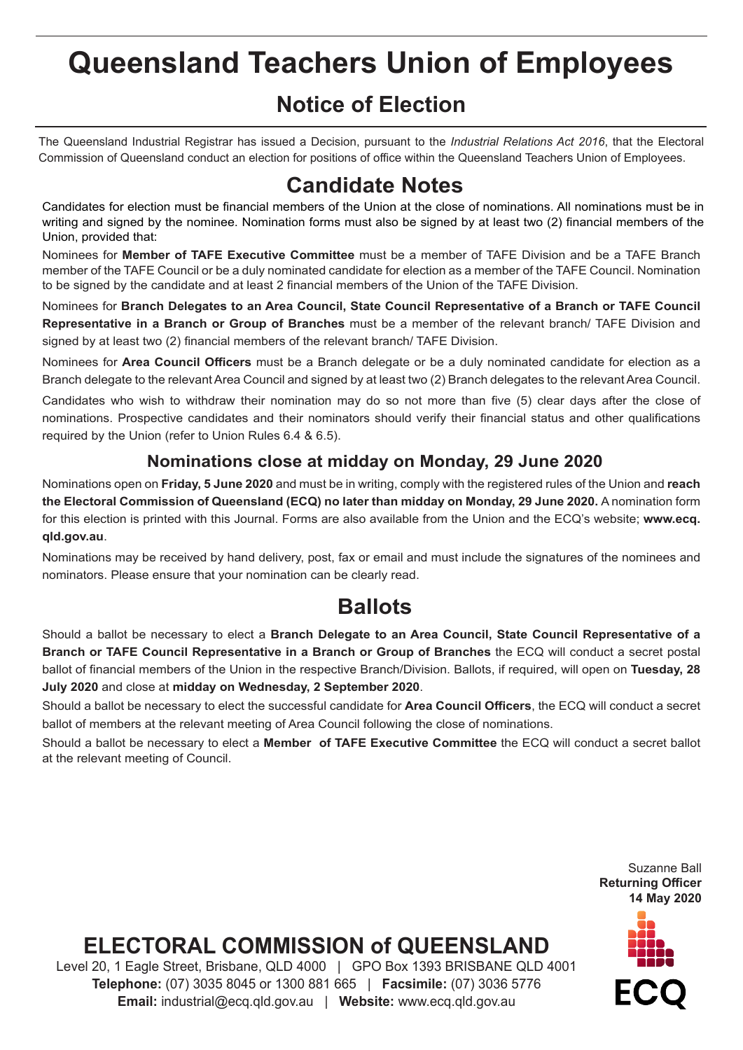# Queensland Teachers Union of Employees

## Notice of Election

The Queensland Industrial Registrar has issued a Decision, pursuant to the *Industrial Relations Act 2016*, that the Electoral Commission of Queensland conduct an election for positions of office within the Queensland Teachers Union of Employees.

## Candidate Notes

Candidates for election must be financial members of the Union at the close of nominations. All nominations must be in writing and signed by the nominee. Nomination forms must also be signed by at least two (2) financial members of the Union, provided that:

Nominees for **Member of TAFE Executive Committee** must be a member of TAFE Division and be a TAFE Branch member of the TAFE Council or be a duly nominated candidate for election as a member of the TAFE Council. Nomination to be signed by the candidate and at least 2 financial members of the Union of the TAFE Division.

Nominees for **Branch Delegates to an Area Council, State Council Representative of a Branch or TAFE Council Representative in a Branch or Group of Branches** must be a member of the relevant branch/ TAFE Division and signed by at least two (2) financial members of the relevant branch/ TAFE Division.

Nominees for **Area Council Officers** must be a Branch delegate or be a duly nominated candidate for election as a Branch delegate to the relevant Area Council and signed by at least two (2) Branch delegates to the relevant Area Council.

Candidates who wish to withdraw their nomination may do so not more than five (5) clear days after the close of nominations. Prospective candidates and their nominators should verify their financial status and other qualifications required by the Union (refer to Union Rules 6.4 & 6.5).

### Nominations close at midday on Monday, 29 June 2020

Nominations open on **Friday, 5 June 2020** and must be in writing, comply with the registered rules of the Union and **reach the Electoral Commission of Queensland (ECQ) no later than midday on Monday, 29 June 2020.** A nomination form for this election is printed with this Journal. Forms are also available from the Union and the ECQ's website; **www.ecq.qld.gov.au**.

Nominations may be received by hand delivery, post, fax or email and must include the signatures of the nominees and nominators. Please ensure that your nomination can be clearly read.

## Ballots

Should a ballot be necessary to elect a **Branch Delegate to an Area Council, State Council Representative of a Branch or TAFE Council Representative in a Branch or Group of Branches** the ECQ will conduct a secret postal ballot of financial members of the Union in the respective Branch/Division. Ballots, if required, will open on **Tuesday, 28 July 2020** and close at **midday on Wednesday, 2 September 2020**.

Should a ballot be necessary to elect the successful candidate for **Area Council Officers**, the ECQ will conduct a secret ballot of members at the relevant meeting of Area Council following the close of nominations.

Should a ballot be necessary to elect a **Member of TAFE Executive Committee** the ECQ will conduct a secret ballot at the relevant meeting of Council.

Suzanne Ball
**Returning Officer**
**14 May 2020**

## ELECTORAL COMMISSION of QUEENSLAND

Level 20, 1 Eagle Street, Brisbane, QLD 4000 | GPO Box 1393 BRISBANE QLD 4001
**Telephone:** (07) 3035 8045 or 1300 881 665 | **Facsimile:** (07) 3036 5776
**Email:** industrial@ecq.qld.gov.au | **Website:** www.ecq.qld.gov.au

ECQ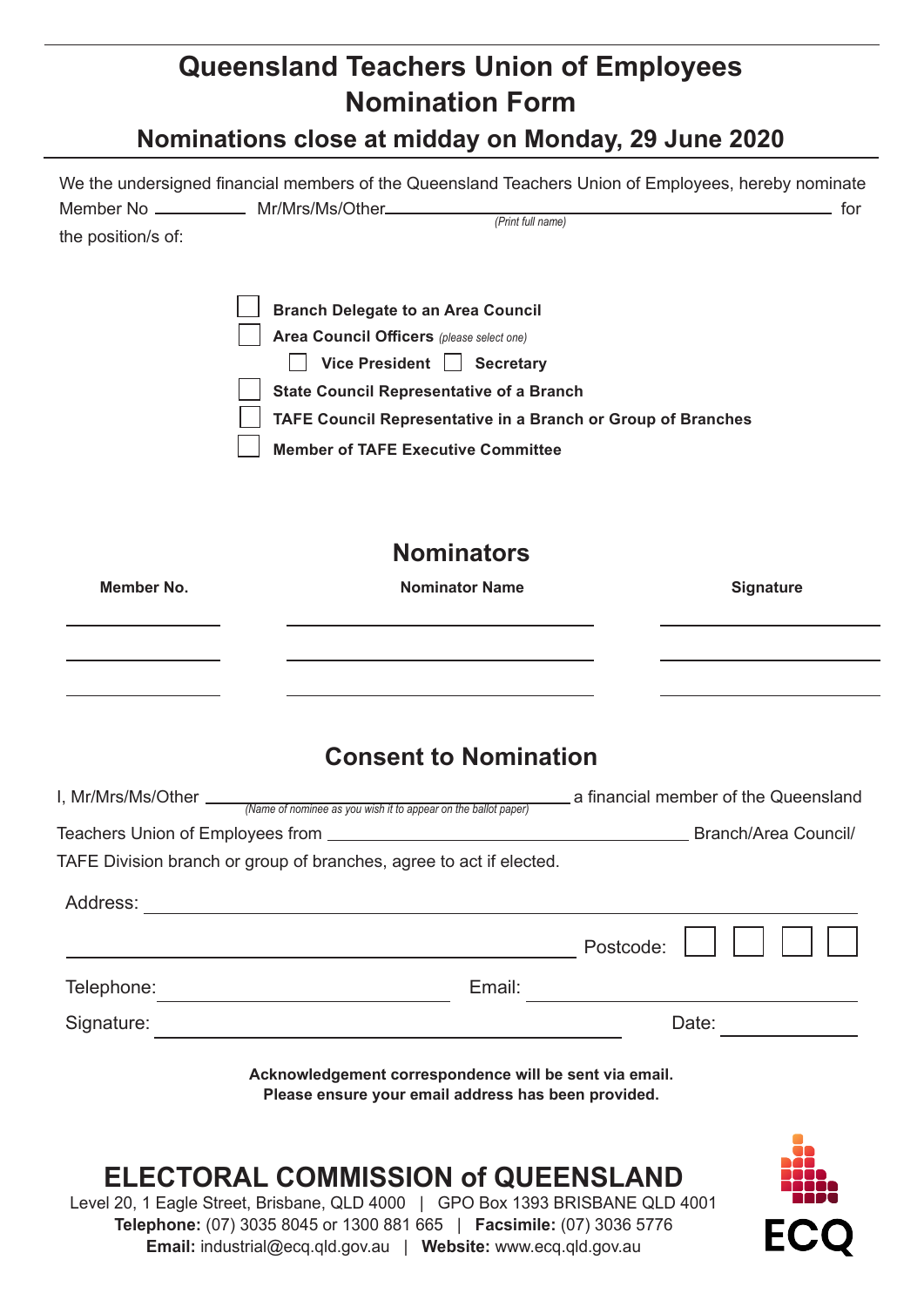# Queensland Teachers Union of Employees Nomination Form

## Nominations close at midday on Monday, 29 June 2020

We the undersigned financial members of the Queensland Teachers Union of Employees, hereby nominate Member No __________ Mr/Mrs/Ms/Other____________________________________________ for the position/s of:

*(Print full name)*

- ☐ **Branch Delegate to an Area Council**
- ☐ **Area Council Officers** *(please select one)*
  - ☐ **Vice President** ☐ **Secretary**
- ☐ **State Council Representative of a Branch**
- ☐ **TAFE Council Representative in a Branch or Group of Branches**
- ☐ **Member of TAFE Executive Committee**

## Nominators

| Member No. | Nominator Name | Signature |
|---|---|---|
| | | |
| | | |
| | | |

## Consent to Nomination

I, Mr/Mrs/Ms/Other ____________________________________ a financial member of the Queensland

*(Name of nominee as you wish it to appear on the ballot paper)*

Teachers Union of Employees from ____________________________ Branch/Area Council/ TAFE Division branch or group of branches, agree to act if elected.

Address: ____________________________________________

____________________________________________ Postcode: ☐ ☐ ☐ ☐

Telephone: ______________________ Email: ______________________

Signature: ______________________ Date: ______________

**Acknowledgement correspondence will be sent via email.**
**Please ensure your email address has been provided.**

## ELECTORAL COMMISSION of QUEENSLAND

Level 20, 1 Eagle Street, Brisbane, QLD 4000 | GPO Box 1393 BRISBANE QLD 4001
**Telephone:** (07) 3035 8045 or 1300 881 665 | **Facsimile:** (07) 3036 5776
**Email:** industrial@ecq.qld.gov.au | **Website:** www.ecq.qld.gov.au

ECQ